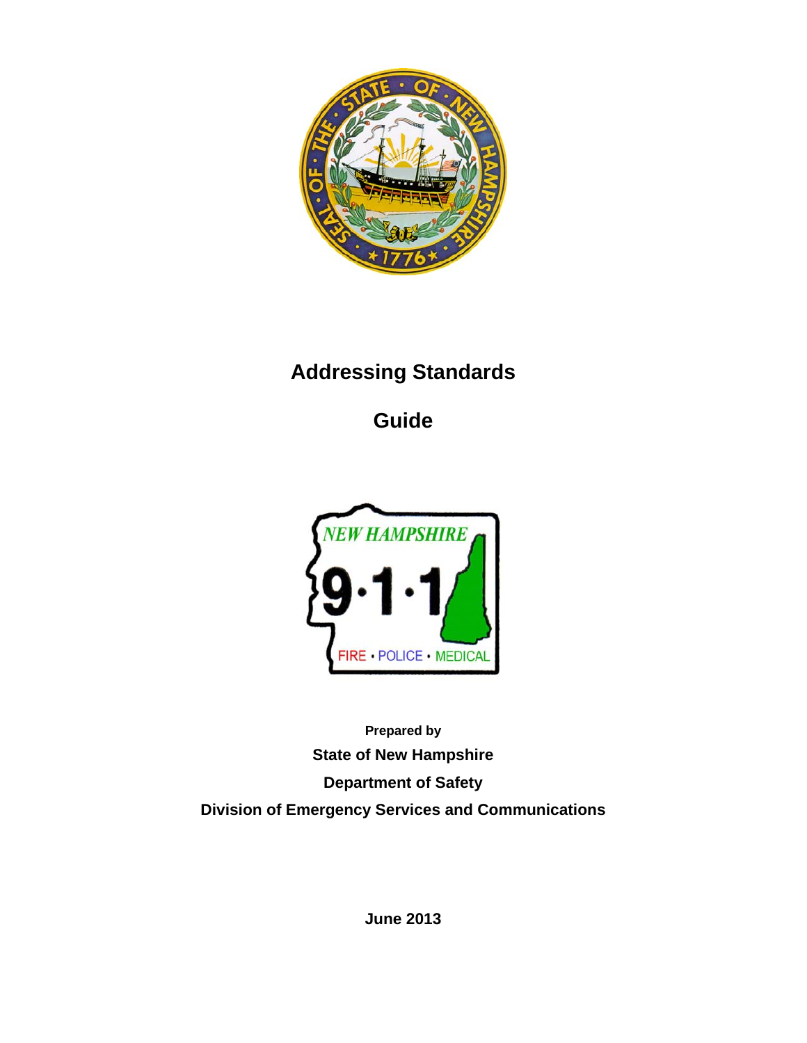# Addressing Standards

# Guide

**Prepared by**

**State of New Hampshire**

**Department of Safety**

**Division of Emergency Services and Communications**

**June 2013**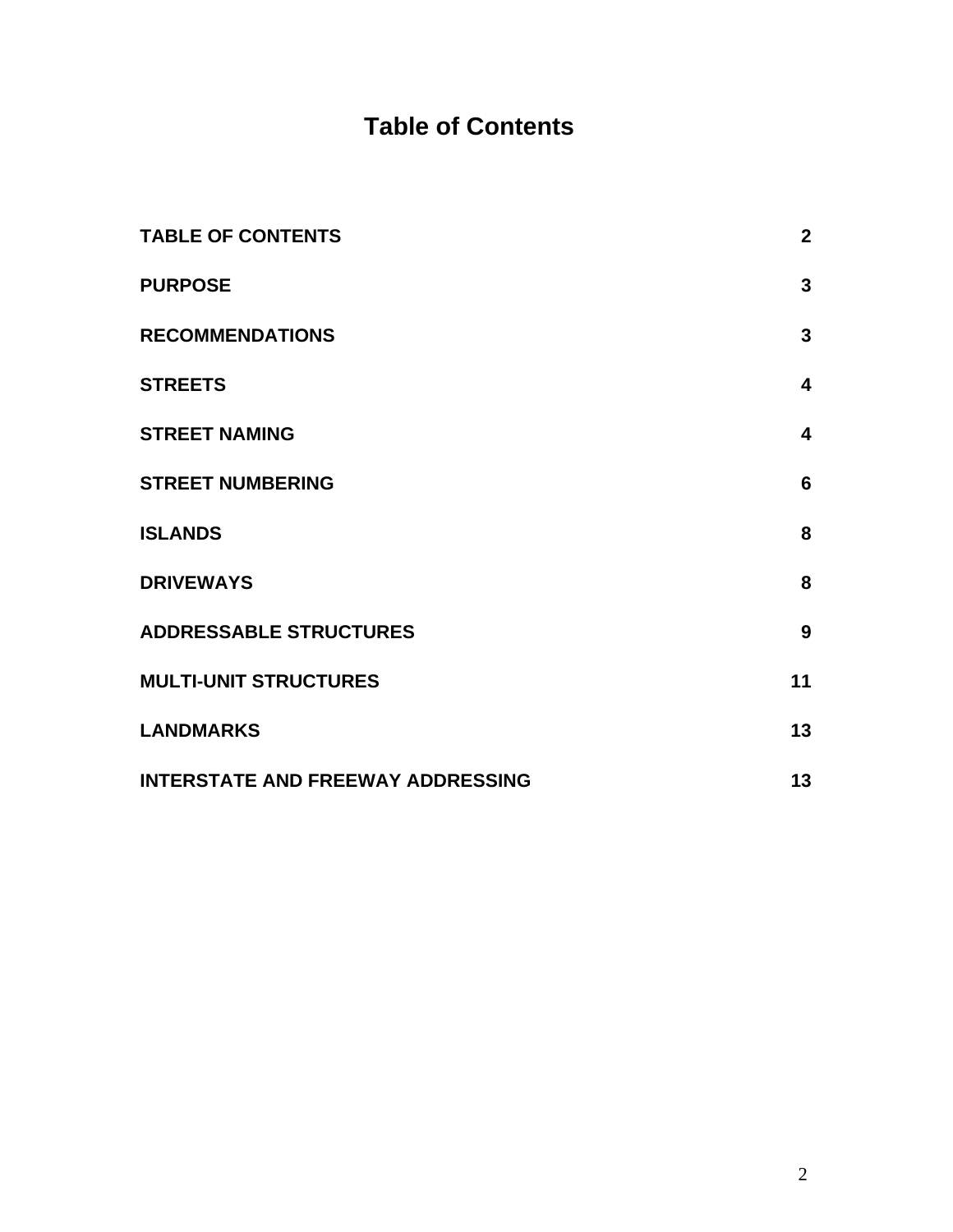# Table of Contents

| | |
|---|---|
| **TABLE OF CONTENTS** | **2** |
| **PURPOSE** | **3** |
| **RECOMMENDATIONS** | **3** |
| **STREETS** | **4** |
| **STREET NAMING** | **4** |
| **STREET NUMBERING** | **6** |
| **ISLANDS** | **8** |
| **DRIVEWAYS** | **8** |
| **ADDRESSABLE STRUCTURES** | **9** |
| **MULTI-UNIT STRUCTURES** | **11** |
| **LANDMARKS** | **13** |
| **INTERSTATE AND FREEWAY ADDRESSING** | **13** |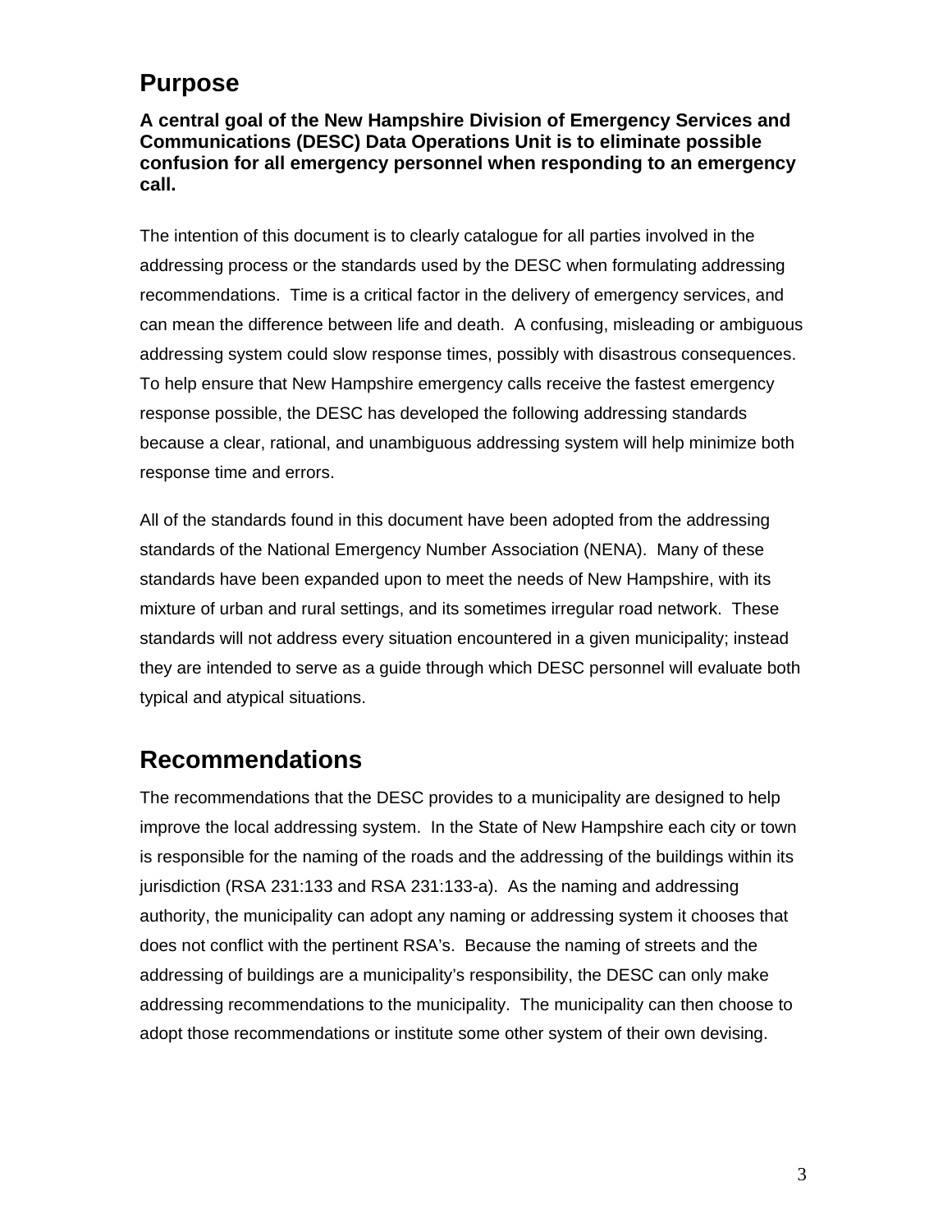## Purpose

**A central goal of the New Hampshire Division of Emergency Services and Communications (DESC) Data Operations Unit is to eliminate possible confusion for all emergency personnel when responding to an emergency call.**

The intention of this document is to clearly catalogue for all parties involved in the addressing process or the standards used by the DESC when formulating addressing recommendations. Time is a critical factor in the delivery of emergency services, and can mean the difference between life and death. A confusing, misleading or ambiguous addressing system could slow response times, possibly with disastrous consequences. To help ensure that New Hampshire emergency calls receive the fastest emergency response possible, the DESC has developed the following addressing standards because a clear, rational, and unambiguous addressing system will help minimize both response time and errors.

All of the standards found in this document have been adopted from the addressing standards of the National Emergency Number Association (NENA). Many of these standards have been expanded upon to meet the needs of New Hampshire, with its mixture of urban and rural settings, and its sometimes irregular road network. These standards will not address every situation encountered in a given municipality; instead they are intended to serve as a guide through which DESC personnel will evaluate both typical and atypical situations.

## Recommendations

The recommendations that the DESC provides to a municipality are designed to help improve the local addressing system. In the State of New Hampshire each city or town is responsible for the naming of the roads and the addressing of the buildings within its jurisdiction (RSA 231:133 and RSA 231:133-a). As the naming and addressing authority, the municipality can adopt any naming or addressing system it chooses that does not conflict with the pertinent RSA's. Because the naming of streets and the addressing of buildings are a municipality's responsibility, the DESC can only make addressing recommendations to the municipality. The municipality can then choose to adopt those recommendations or institute some other system of their own devising.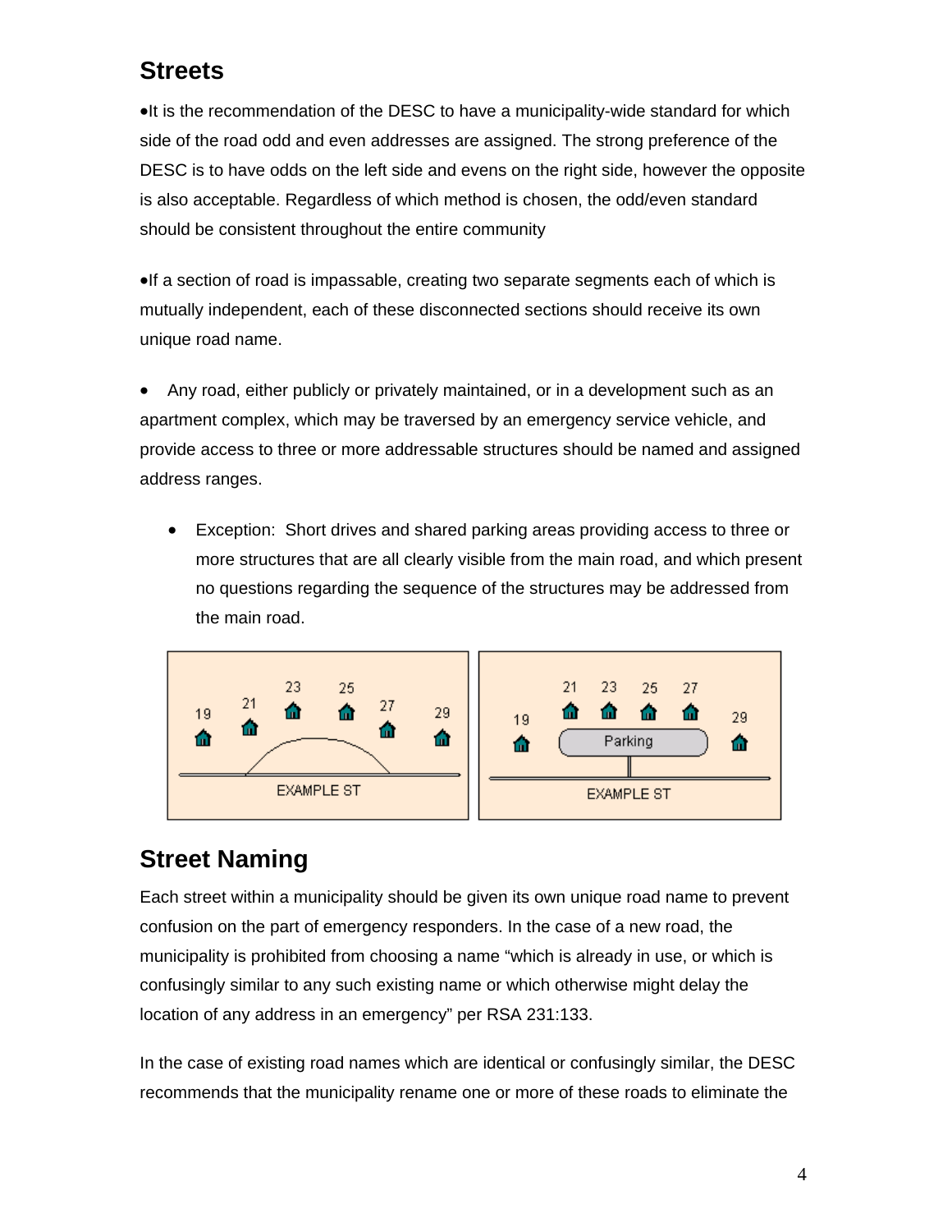## Streets

- It is the recommendation of the DESC to have a municipality-wide standard for which side of the road odd and even addresses are assigned. The strong preference of the DESC is to have odds on the left side and evens on the right side, however the opposite is also acceptable. Regardless of which method is chosen, the odd/even standard should be consistent throughout the entire community

- If a section of road is impassable, creating two separate segments each of which is mutually independent, each of these disconnected sections should receive its own unique road name.

- Any road, either publicly or privately maintained, or in a development such as an apartment complex, which may be traversed by an emergency service vehicle, and provide access to three or more addressable structures should be named and assigned address ranges.

    - Exception: Short drives and shared parking areas providing access to three or more structures that are all clearly visible from the main road, and which present no questions regarding the sequence of the structures may be addressed from the main road.

## Street Naming

Each street within a municipality should be given its own unique road name to prevent confusion on the part of emergency responders. In the case of a new road, the municipality is prohibited from choosing a name "which is already in use, or which is confusingly similar to any such existing name or which otherwise might delay the location of any address in an emergency" per RSA 231:133.

In the case of existing road names which are identical or confusingly similar, the DESC recommends that the municipality rename one or more of these roads to eliminate the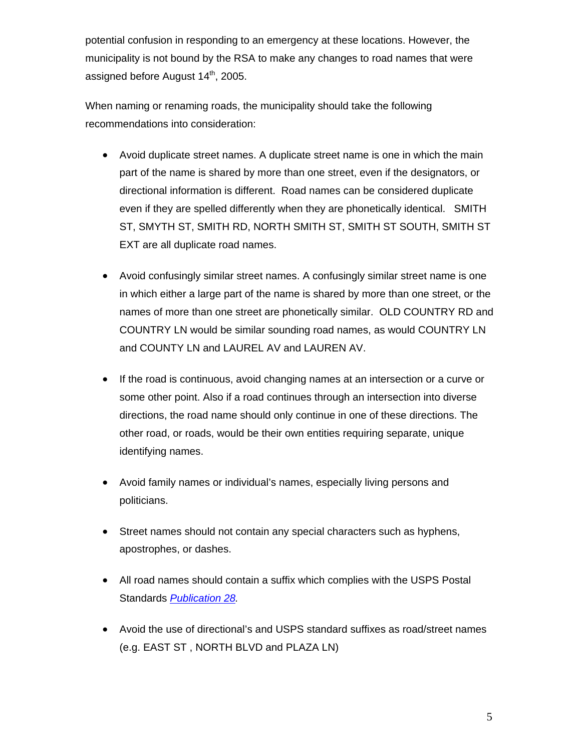potential confusion in responding to an emergency at these locations. However, the municipality is not bound by the RSA to make any changes to road names that were assigned before August 14th, 2005.

When naming or renaming roads, the municipality should take the following recommendations into consideration:

- Avoid duplicate street names. A duplicate street name is one in which the main part of the name is shared by more than one street, even if the designators, or directional information is different. Road names can be considered duplicate even if they are spelled differently when they are phonetically identical. SMITH ST, SMYTH ST, SMITH RD, NORTH SMITH ST, SMITH ST SOUTH, SMITH ST EXT are all duplicate road names.

- Avoid confusingly similar street names. A confusingly similar street name is one in which either a large part of the name is shared by more than one street, or the names of more than one street are phonetically similar. OLD COUNTRY RD and COUNTRY LN would be similar sounding road names, as would COUNTRY LN and COUNTY LN and LAUREL AV and LAUREN AV.

- If the road is continuous, avoid changing names at an intersection or a curve or some other point. Also if a road continues through an intersection into diverse directions, the road name should only continue in one of these directions. The other road, or roads, would be their own entities requiring separate, unique identifying names.

- Avoid family names or individual's names, especially living persons and politicians.

- Street names should not contain any special characters such as hyphens, apostrophes, or dashes.

- All road names should contain a suffix which complies with the USPS Postal Standards *Publication 28.*

- Avoid the use of directional's and USPS standard suffixes as road/street names (e.g. EAST ST , NORTH BLVD and PLAZA LN)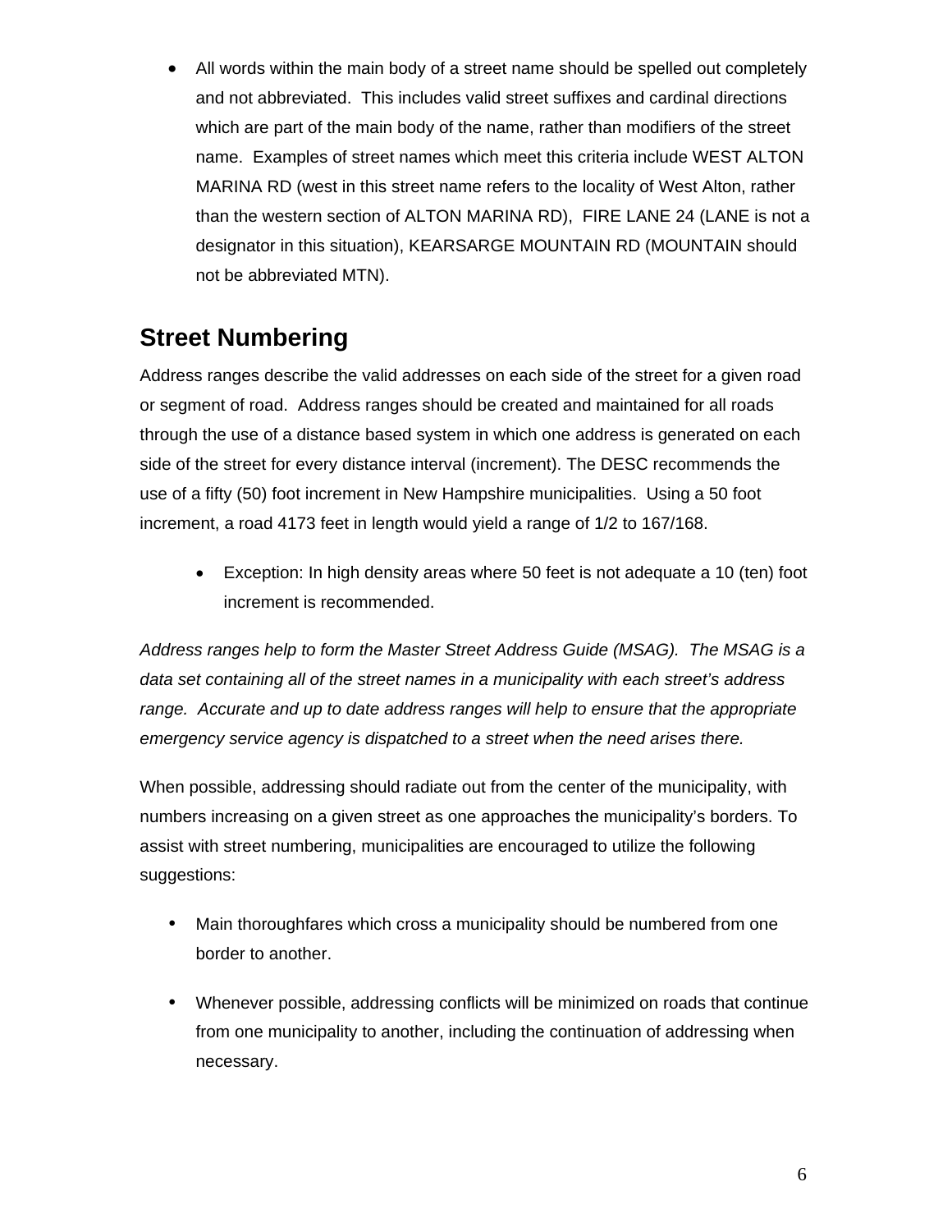- All words within the main body of a street name should be spelled out completely and not abbreviated. This includes valid street suffixes and cardinal directions which are part of the main body of the name, rather than modifiers of the street name. Examples of street names which meet this criteria include WEST ALTON MARINA RD (west in this street name refers to the locality of West Alton, rather than the western section of ALTON MARINA RD), FIRE LANE 24 (LANE is not a designator in this situation), KEARSARGE MOUNTAIN RD (MOUNTAIN should not be abbreviated MTN).

## Street Numbering

Address ranges describe the valid addresses on each side of the street for a given road or segment of road. Address ranges should be created and maintained for all roads through the use of a distance based system in which one address is generated on each side of the street for every distance interval (increment). The DESC recommends the use of a fifty (50) foot increment in New Hampshire municipalities. Using a 50 foot increment, a road 4173 feet in length would yield a range of 1/2 to 167/168.

- Exception: In high density areas where 50 feet is not adequate a 10 (ten) foot increment is recommended.

*Address ranges help to form the Master Street Address Guide (MSAG). The MSAG is a data set containing all of the street names in a municipality with each street's address range. Accurate and up to date address ranges will help to ensure that the appropriate emergency service agency is dispatched to a street when the need arises there.*

When possible, addressing should radiate out from the center of the municipality, with numbers increasing on a given street as one approaches the municipality's borders. To assist with street numbering, municipalities are encouraged to utilize the following suggestions:

- Main thoroughfares which cross a municipality should be numbered from one border to another.
- Whenever possible, addressing conflicts will be minimized on roads that continue from one municipality to another, including the continuation of addressing when necessary.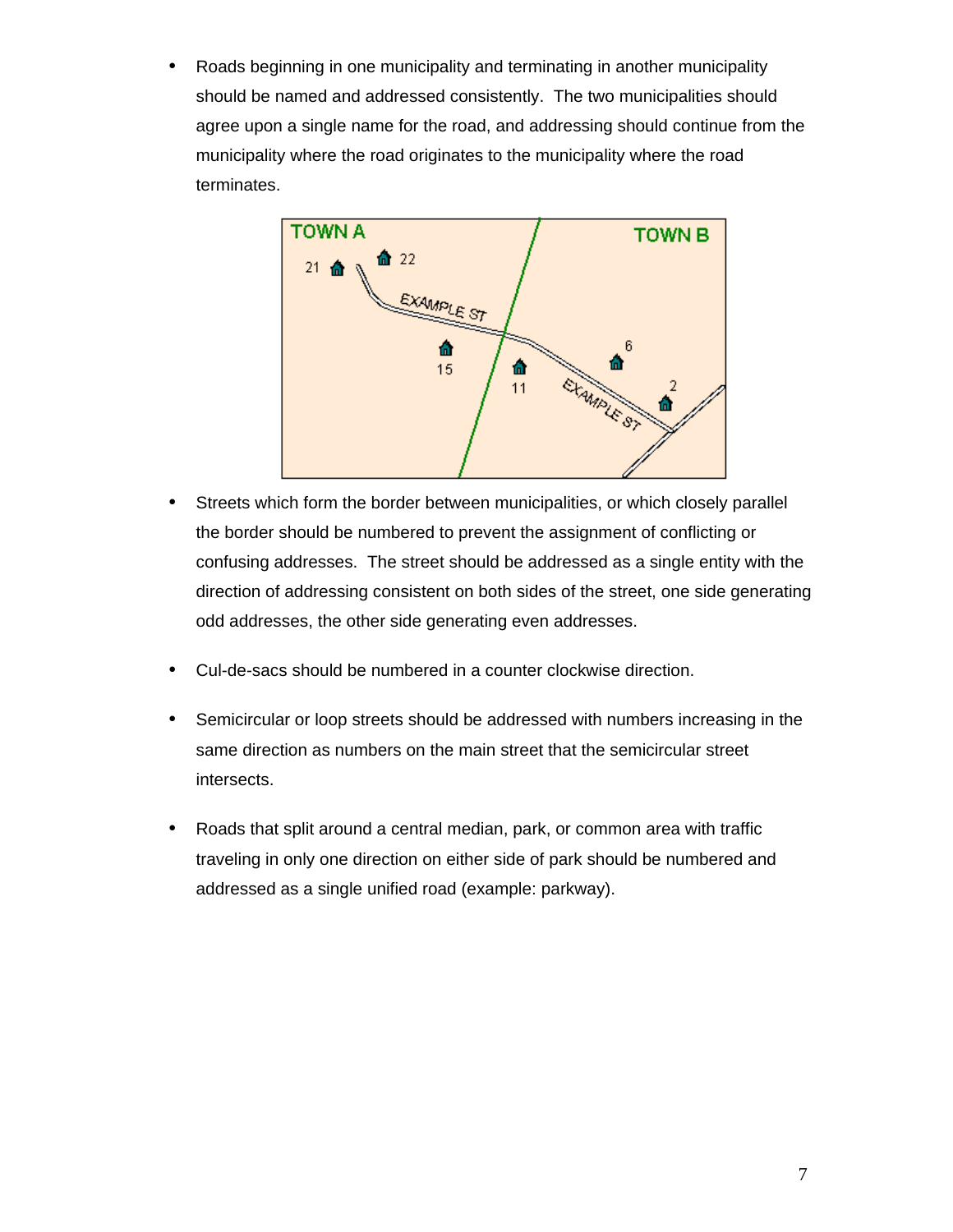- Roads beginning in one municipality and terminating in another municipality should be named and addressed consistently. The two municipalities should agree upon a single name for the road, and addressing should continue from the municipality where the road originates to the municipality where the road terminates.

- Streets which form the border between municipalities, or which closely parallel the border should be numbered to prevent the assignment of conflicting or confusing addresses. The street should be addressed as a single entity with the direction of addressing consistent on both sides of the street, one side generating odd addresses, the other side generating even addresses.

- Cul-de-sacs should be numbered in a counter clockwise direction.

- Semicircular or loop streets should be addressed with numbers increasing in the same direction as numbers on the main street that the semicircular street intersects.

- Roads that split around a central median, park, or common area with traffic traveling in only one direction on either side of park should be numbered and addressed as a single unified road (example: parkway).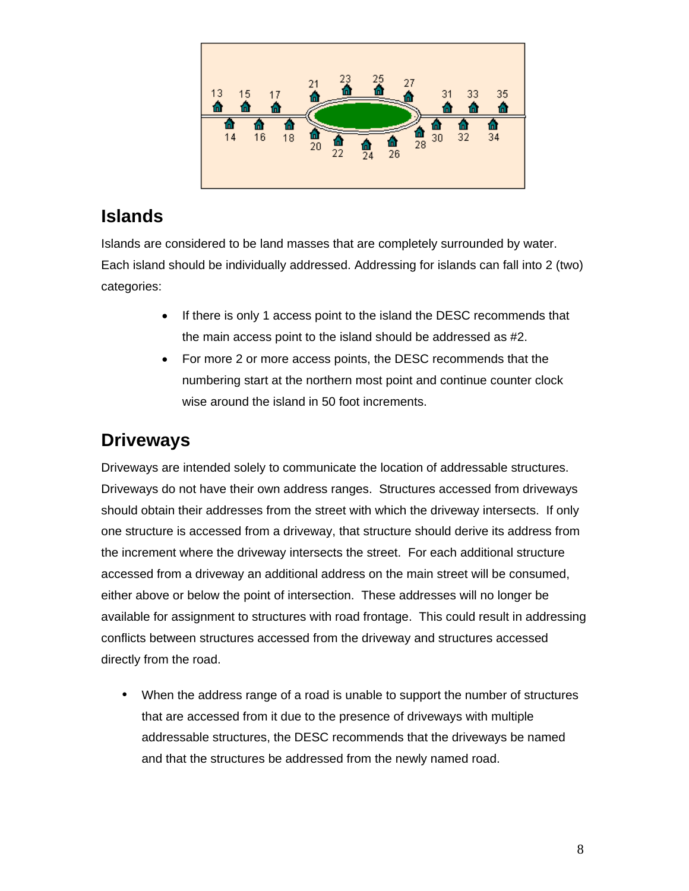## Islands

Islands are considered to be land masses that are completely surrounded by water. Each island should be individually addressed. Addressing for islands can fall into 2 (two) categories:

- If there is only 1 access point to the island the DESC recommends that the main access point to the island should be addressed as #2.
- For more 2 or more access points, the DESC recommends that the numbering start at the northern most point and continue counter clock wise around the island in 50 foot increments.

## Driveways

Driveways are intended solely to communicate the location of addressable structures. Driveways do not have their own address ranges. Structures accessed from driveways should obtain their addresses from the street with which the driveway intersects. If only one structure is accessed from a driveway, that structure should derive its address from the increment where the driveway intersects the street. For each additional structure accessed from a driveway an additional address on the main street will be consumed, either above or below the point of intersection. These addresses will no longer be available for assignment to structures with road frontage. This could result in addressing conflicts between structures accessed from the driveway and structures accessed directly from the road.

- When the address range of a road is unable to support the number of structures that are accessed from it due to the presence of driveways with multiple addressable structures, the DESC recommends that the driveways be named and that the structures be addressed from the newly named road.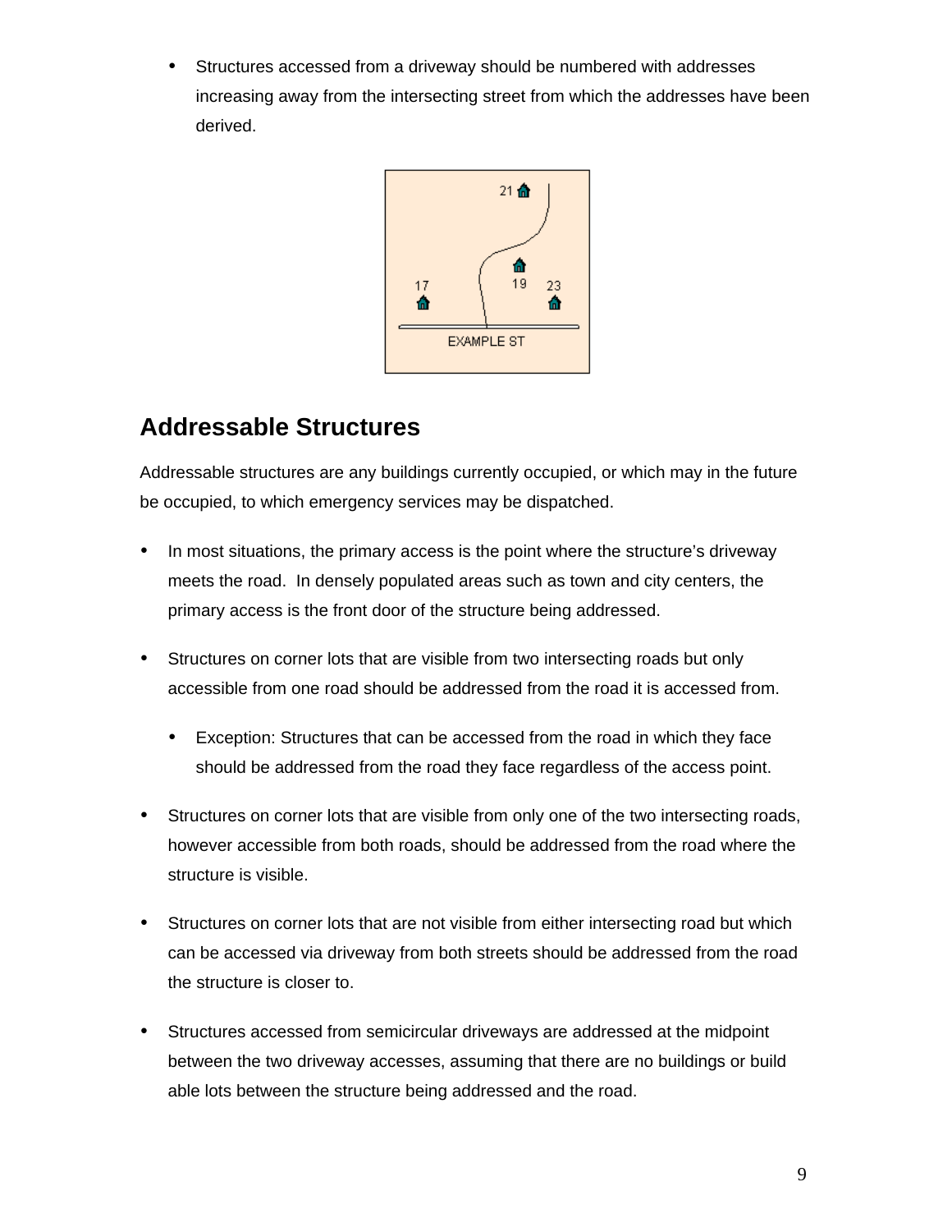- Structures accessed from a driveway should be numbered with addresses increasing away from the intersecting street from which the addresses have been derived.

## Addressable Structures

Addressable structures are any buildings currently occupied, or which may in the future be occupied, to which emergency services may be dispatched.

- In most situations, the primary access is the point where the structure's driveway meets the road. In densely populated areas such as town and city centers, the primary access is the front door of the structure being addressed.
- Structures on corner lots that are visible from two intersecting roads but only accessible from one road should be addressed from the road it is accessed from.
  - Exception: Structures that can be accessed from the road in which they face should be addressed from the road they face regardless of the access point.
- Structures on corner lots that are visible from only one of the two intersecting roads, however accessible from both roads, should be addressed from the road where the structure is visible.
- Structures on corner lots that are not visible from either intersecting road but which can be accessed via driveway from both streets should be addressed from the road the structure is closer to.
- Structures accessed from semicircular driveways are addressed at the midpoint between the two driveway accesses, assuming that there are no buildings or build able lots between the structure being addressed and the road.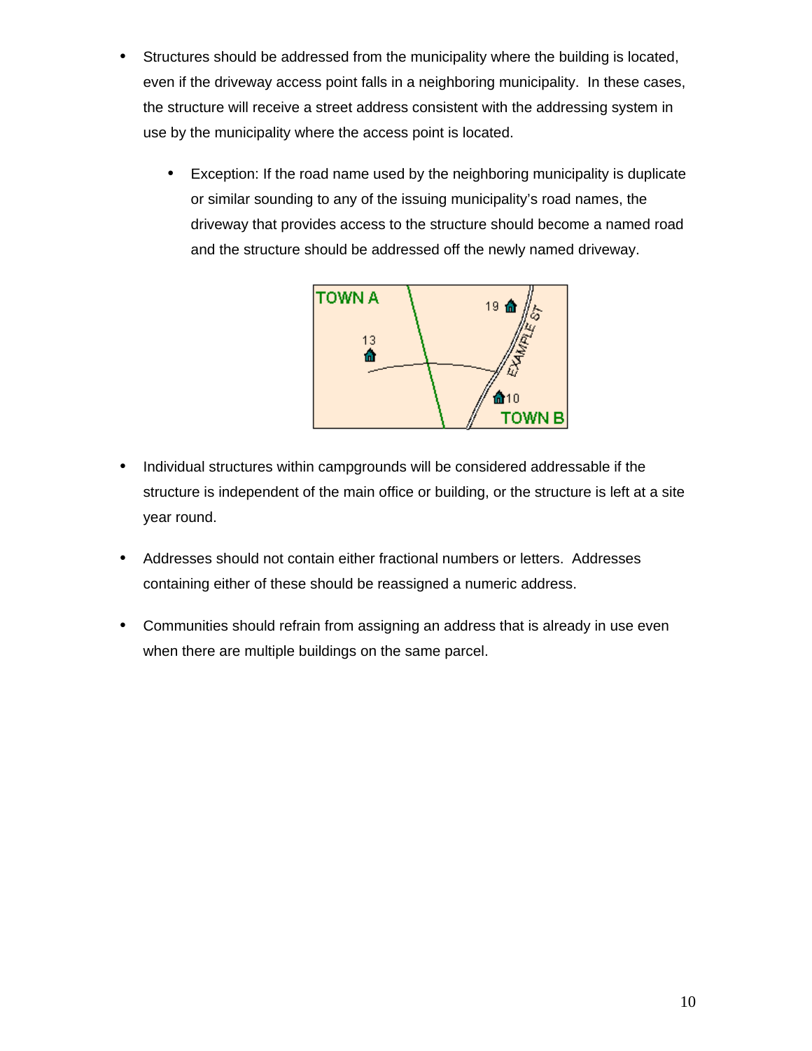- Structures should be addressed from the municipality where the building is located, even if the driveway access point falls in a neighboring municipality. In these cases, the structure will receive a street address consistent with the addressing system in use by the municipality where the access point is located.
    - Exception: If the road name used by the neighboring municipality is duplicate or similar sounding to any of the issuing municipality's road names, the driveway that provides access to the structure should become a named road and the structure should be addressed off the newly named driveway.

- Individual structures within campgrounds will be considered addressable if the structure is independent of the main office or building, or the structure is left at a site year round.

- Addresses should not contain either fractional numbers or letters. Addresses containing either of these should be reassigned a numeric address.

- Communities should refrain from assigning an address that is already in use even when there are multiple buildings on the same parcel.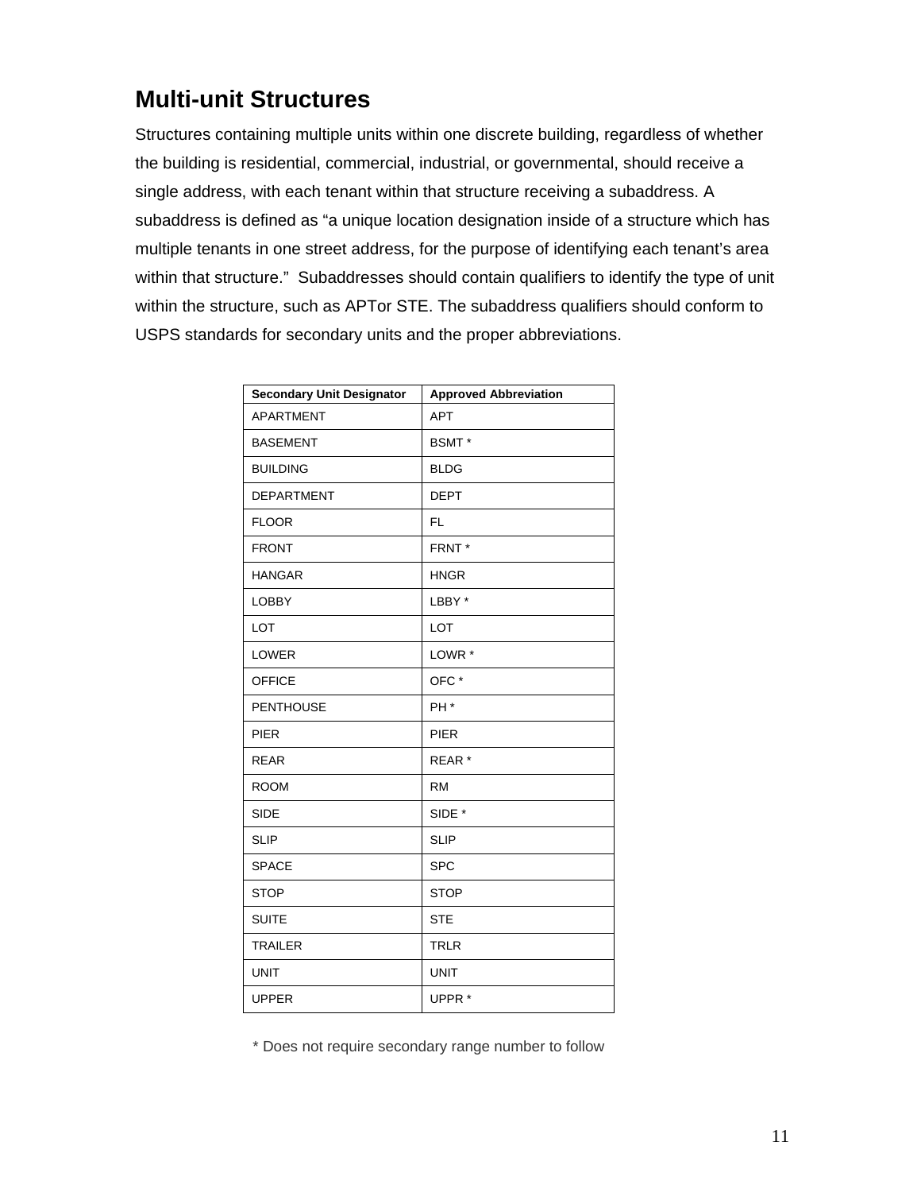## Multi-unit Structures

Structures containing multiple units within one discrete building, regardless of whether the building is residential, commercial, industrial, or governmental, should receive a single address, with each tenant within that structure receiving a subaddress. A subaddress is defined as "a unique location designation inside of a structure which has multiple tenants in one street address, for the purpose of identifying each tenant's area within that structure." Subaddresses should contain qualifiers to identify the type of unit within the structure, such as APTor STE. The subaddress qualifiers should conform to USPS standards for secondary units and the proper abbreviations.

| Secondary Unit Designator | Approved Abbreviation |
|---|---|
| APARTMENT | APT |
| BASEMENT | BSMT * |
| BUILDING | BLDG |
| DEPARTMENT | DEPT |
| FLOOR | FL |
| FRONT | FRNT * |
| HANGAR | HNGR |
| LOBBY | LBBY * |
| LOT | LOT |
| LOWER | LOWR * |
| OFFICE | OFC * |
| PENTHOUSE | PH * |
| PIER | PIER |
| REAR | REAR * |
| ROOM | RM |
| SIDE | SIDE * |
| SLIP | SLIP |
| SPACE | SPC |
| STOP | STOP |
| SUITE | STE |
| TRAILER | TRLR |
| UNIT | UNIT |
| UPPER | UPPR * |

* Does not require secondary range number to follow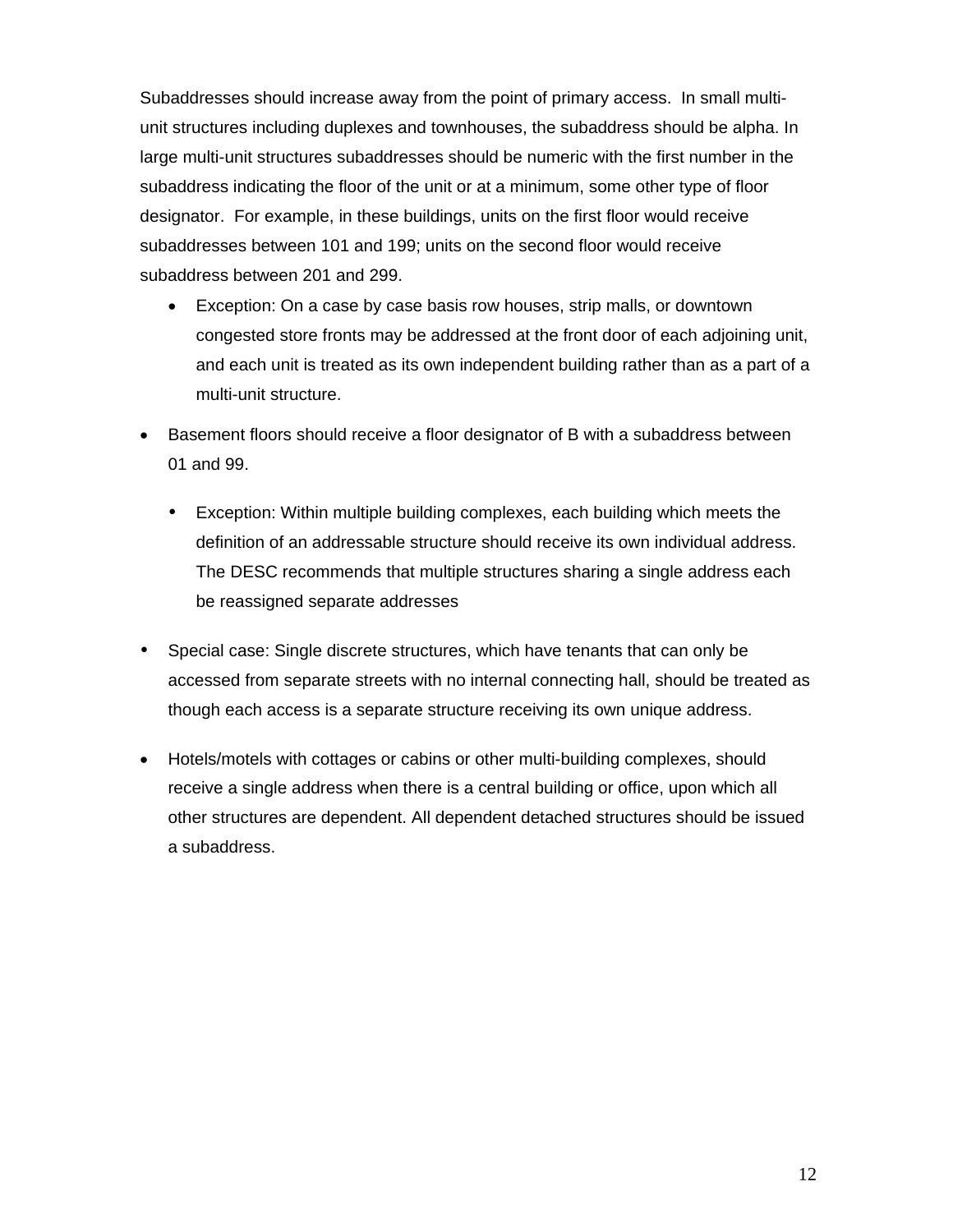Subaddresses should increase away from the point of primary access. In small multi-unit structures including duplexes and townhouses, the subaddress should be alpha. In large multi-unit structures subaddresses should be numeric with the first number in the subaddress indicating the floor of the unit or at a minimum, some other type of floor designator. For example, in these buildings, units on the first floor would receive subaddresses between 101 and 199; units on the second floor would receive subaddress between 201 and 299.

  - Exception: On a case by case basis row houses, strip malls, or downtown congested store fronts may be addressed at the front door of each adjoining unit, and each unit is treated as its own independent building rather than as a part of a multi-unit structure.

- Basement floors should receive a floor designator of B with a subaddress between 01 and 99.

  - Exception: Within multiple building complexes, each building which meets the definition of an addressable structure should receive its own individual address. The DESC recommends that multiple structures sharing a single address each be reassigned separate addresses

- Special case: Single discrete structures, which have tenants that can only be accessed from separate streets with no internal connecting hall, should be treated as though each access is a separate structure receiving its own unique address.

- Hotels/motels with cottages or cabins or other multi-building complexes, should receive a single address when there is a central building or office, upon which all other structures are dependent. All dependent detached structures should be issued a subaddress.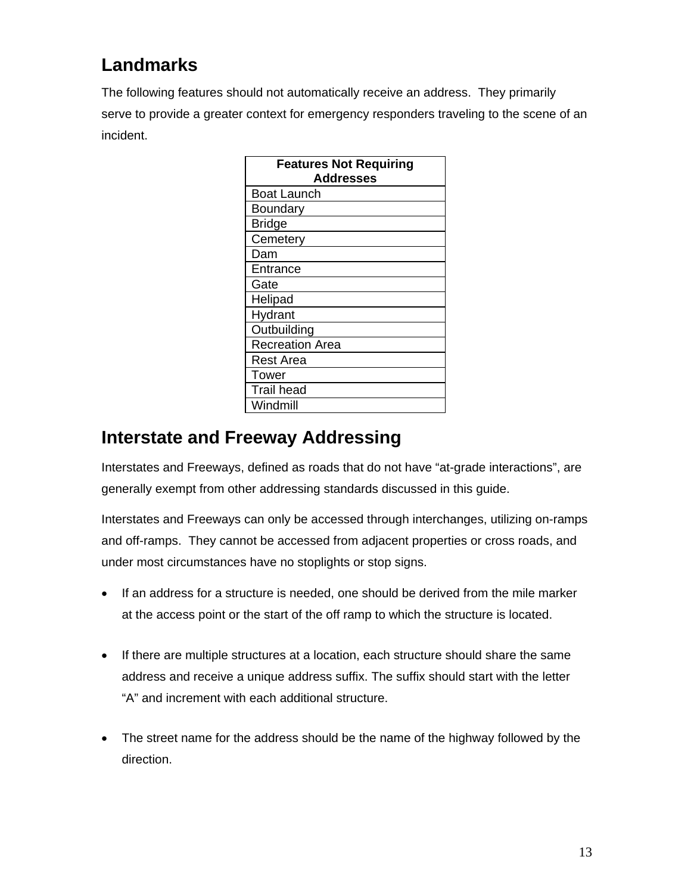## Landmarks

The following features should not automatically receive an address. They primarily serve to provide a greater context for emergency responders traveling to the scene of an incident.

| Features Not Requiring Addresses |
|---|
| Boat Launch |
| Boundary |
| Bridge |
| Cemetery |
| Dam |
| Entrance |
| Gate |
| Helipad |
| Hydrant |
| Outbuilding |
| Recreation Area |
| Rest Area |
| Tower |
| Trail head |
| Windmill |

## Interstate and Freeway Addressing

Interstates and Freeways, defined as roads that do not have "at-grade interactions", are generally exempt from other addressing standards discussed in this guide.

Interstates and Freeways can only be accessed through interchanges, utilizing on-ramps and off-ramps. They cannot be accessed from adjacent properties or cross roads, and under most circumstances have no stoplights or stop signs.

- If an address for a structure is needed, one should be derived from the mile marker at the access point or the start of the off ramp to which the structure is located.
- If there are multiple structures at a location, each structure should share the same address and receive a unique address suffix. The suffix should start with the letter "A" and increment with each additional structure.
- The street name for the address should be the name of the highway followed by the direction.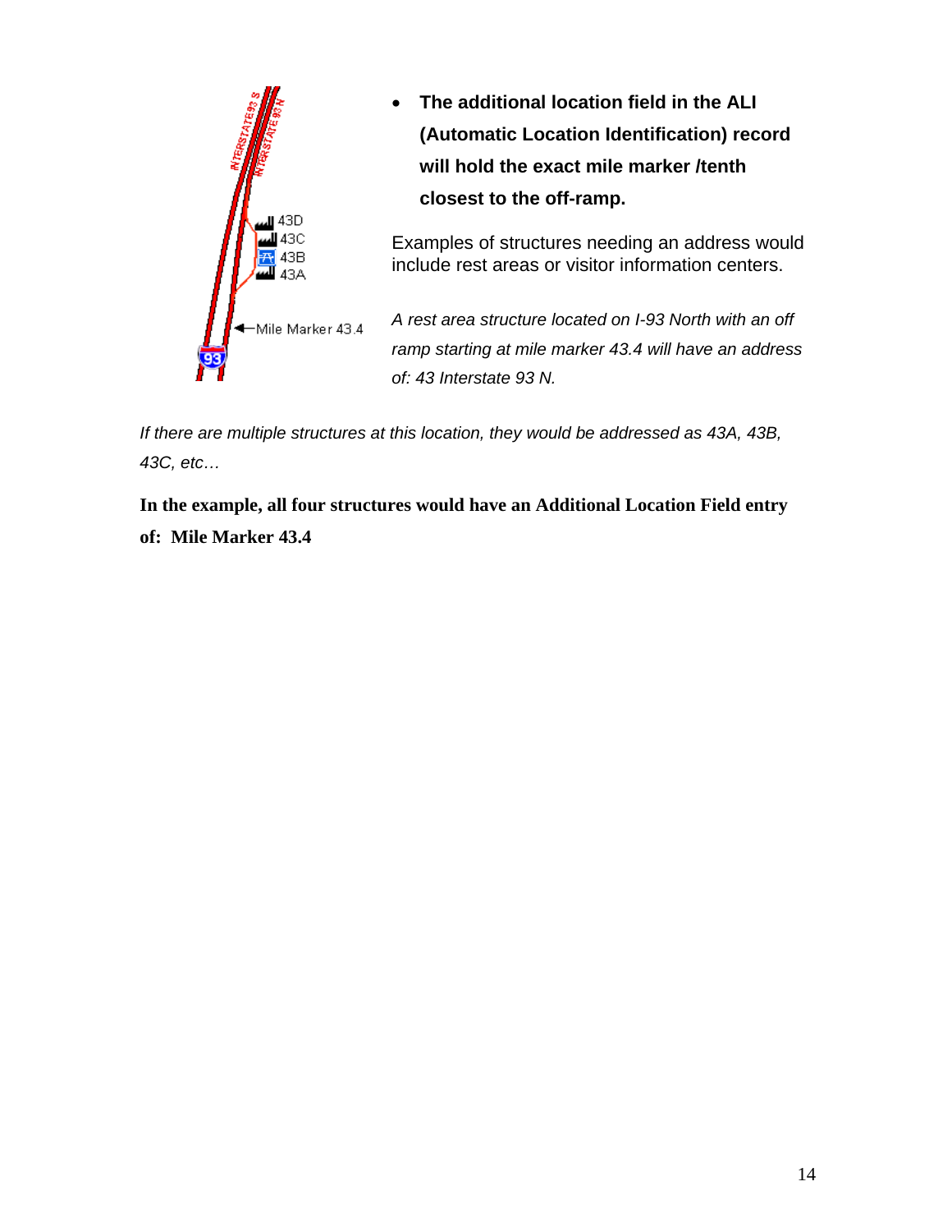INTERSTATE 93 S
INTERSTATE 93 N
43D
43C
43B
43A
Mile Marker 43.4
93

- **The additional location field in the ALI (Automatic Location Identification) record will hold the exact mile marker /tenth closest to the off-ramp.**

Examples of structures needing an address would include rest areas or visitor information centers.

*A rest area structure located on I-93 North with an off ramp starting at mile marker 43.4 will have an address of: 43 Interstate 93 N.*

*If there are multiple structures at this location, they would be addressed as 43A, 43B, 43C, etc…*

**In the example, all four structures would have an Additional Location Field entry of: Mile Marker 43.4**